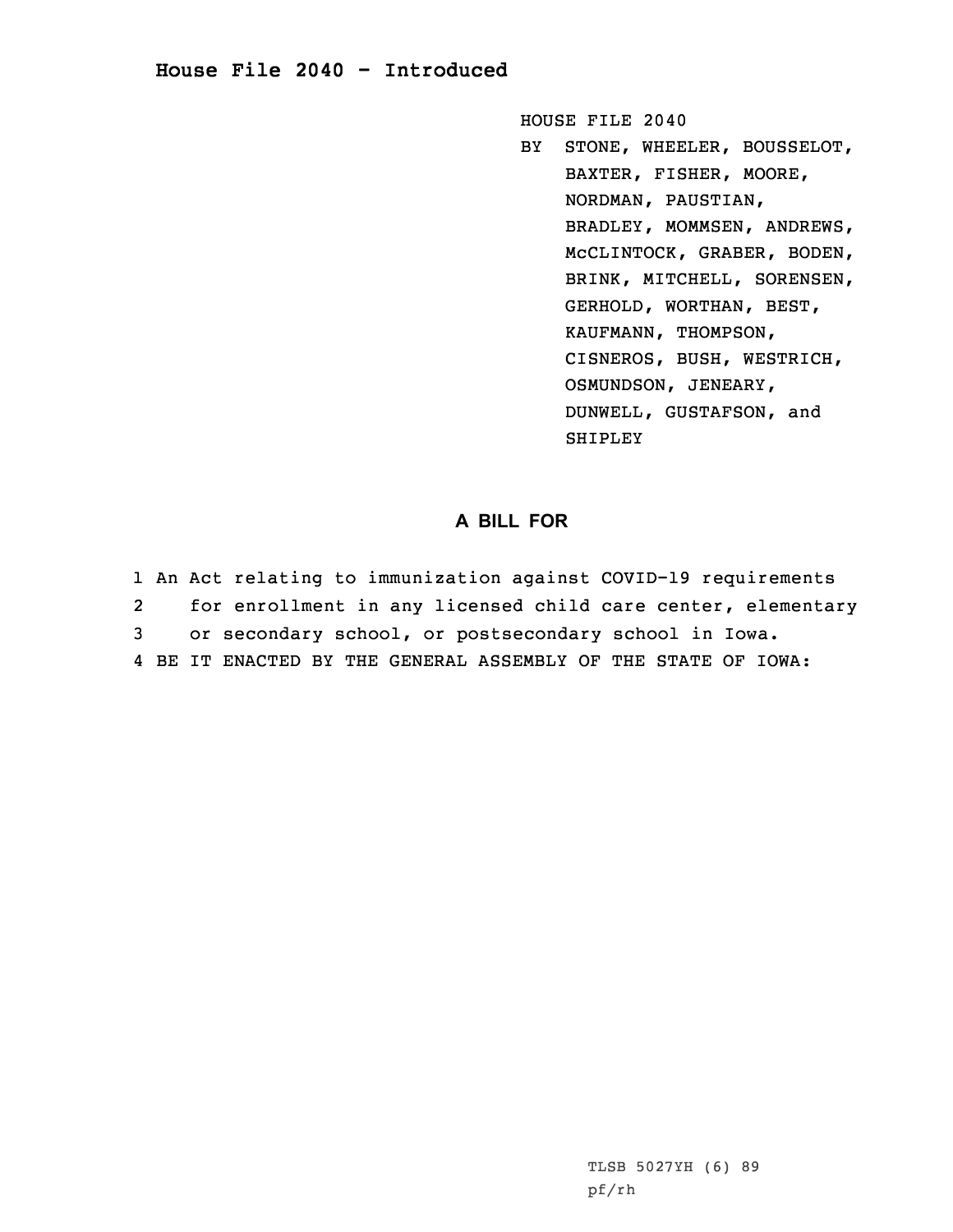# House File 2040 - Introduced

HOUSE FILE 2040

BY STONE, WHEELER, BOUSSELOT, BAXTER, FISHER, MOORE, NORDMAN, PAUSTIAN, BRADLEY, MOMMSEN, ANDREWS, McCLINTOCK, GRABER, BODEN, BRINK, MITCHELL, SORENSEN, GERHOLD, WORTHAN, BEST, KAUFMANN, THOMPSON, CISNEROS, BUSH, WESTRICH, OSMUNDSON, JENEARY, DUNWELL, GUSTAFSON, and SHIPLEY

## A BILL FOR

1 An Act relating to immunization against COVID-19 requirements
2 for enrollment in any licensed child care center, elementary
3 or secondary school, or postsecondary school in Iowa.
4 BE IT ENACTED BY THE GENERAL ASSEMBLY OF THE STATE OF IOWA:

TLSB 5027YH (6) 89
pf/rh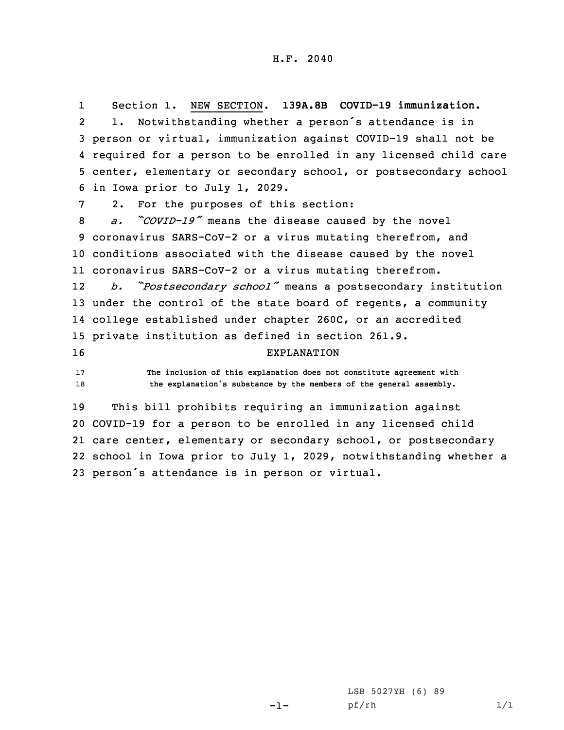Section 1. <u>NEW SECTION</u>. **139A.8B COVID-19 immunization.**

1. Notwithstanding whether a person's attendance is in person or virtual, immunization against COVID-19 shall not be required for a person to be enrolled in any licensed child care center, elementary or secondary school, or postsecondary school in Iowa prior to July 1, 2029.

2. For the purposes of this section:

*a. "COVID-19"* means the disease caused by the novel coronavirus SARS-CoV-2 or a virus mutating therefrom, and conditions associated with the disease caused by the novel coronavirus SARS-CoV-2 or a virus mutating therefrom.

*b. "Postsecondary school"* means a postsecondary institution under the control of the state board of regents, a community college established under chapter 260C, or an accredited private institution as defined in section 261.9.

EXPLANATION

**The inclusion of this explanation does not constitute agreement with the explanation's substance by the members of the general assembly.**

This bill prohibits requiring an immunization against COVID-19 for a person to be enrolled in any licensed child care center, elementary or secondary school, or postsecondary school in Iowa prior to July 1, 2029, notwithstanding whether a person's attendance is in person or virtual.

LSB 5027YH (6) 89
pf/rh